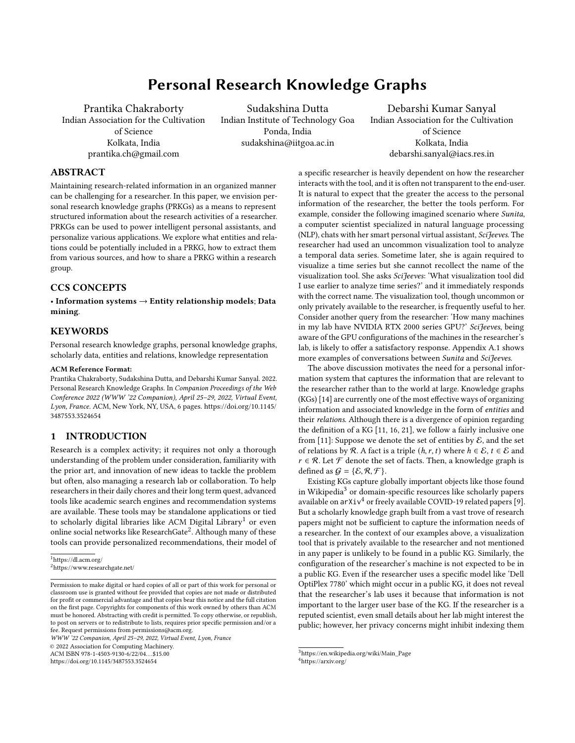# Personal Research Knowledge Graphs

Prantika Chakraborty
Indian Association for the Cultivation of Science
Kolkata, India
prantika.ch@gmail.com

Sudakshina Dutta
Indian Institute of Technology Goa
Ponda, India
sudakshina@iitgoa.ac.in

Debarshi Kumar Sanyal
Indian Association for the Cultivation of Science
Kolkata, India
debarshi.sanyal@iacs.res.in

## ABSTRACT

Maintaining research-related information in an organized manner can be challenging for a researcher. In this paper, we envision personal research knowledge graphs (PRKGs) as a means to represent structured information about the research activities of a researcher. PRKGs can be used to power intelligent personal assistants, and personalize various applications. We explore what entities and relations could be potentially included in a PRKG, how to extract them from various sources, and how to share a PRKG within a research group.

## CCS CONCEPTS

• **Information systems → Entity relationship models**; **Data mining**.

## KEYWORDS

Personal research knowledge graphs, personal knowledge graphs, scholarly data, entities and relations, knowledge representation

**ACM Reference Format:**
Prantika Chakraborty, Sudakshina Dutta, and Debarshi Kumar Sanyal. 2022. Personal Research Knowledge Graphs. In *Companion Proceedings of the Web Conference 2022 (WWW '22 Companion), April 25–29, 2022, Virtual Event, Lyon, France.* ACM, New York, NY, USA, 6 pages. https://doi.org/10.1145/3487553.3524654

## 1 INTRODUCTION

Research is a complex activity; it requires not only a thorough understanding of the problem under consideration, familiarity with the prior art, and innovation of new ideas to tackle the problem but often, also managing a research lab or collaboration. To help researchers in their daily chores and their long term quest, advanced tools like academic search engines and recommendation systems are available. These tools may be standalone applications or tied to scholarly digital libraries like ACM Digital Library[1] or even online social networks like ResearchGate[2]. Although many of these tools can provide personalized recommendations, their model of a specific researcher is heavily dependent on how the researcher interacts with the tool, and it is often not transparent to the end-user. It is natural to expect that the greater the access to the personal information of the researcher, the better the tools perform. For example, consider the following imagined scenario where *Sunita*, a computer scientist specialized in natural language processing (NLP), chats with her smart personal virtual assistant, *SciJeeves*. The researcher had used an uncommon visualization tool to analyze a temporal data series. Sometime later, she is again required to visualize a time series but she cannot recollect the name of the visualization tool. She asks *SciJeeves*: 'What visualization tool did I use earlier to analyze time series?' and it immediately responds with the correct name. The visualization tool, though uncommon or only privately available to the researcher, is frequently useful to her. Consider another query from the researcher: 'How many machines in my lab have NVIDIA RTX 2000 series GPU?' *SciJeeves*, being aware of the GPU configurations of the machines in the researcher's lab, is likely to offer a satisfactory response. Appendix A.1 shows more examples of conversations between *Sunita* and *SciJeeves*.

The above discussion motivates the need for a personal information system that captures the information that are relevant to the researcher rather than to the world at large. Knowledge graphs (KGs) [14] are currently one of the most effective ways of organizing information and associated knowledge in the form of *entities* and their *relations*. Although there is a divergence of opinion regarding the definition of a KG [11, 16, 21], we follow a fairly inclusive one from [11]: Suppose we denote the set of entities by $\mathcal{E}$, and the set of relations by $\mathcal{R}$. A fact is a triple $(h, r, t)$ where $h \in \mathcal{E}$, $t \in \mathcal{E}$ and $r \in \mathcal{R}$. Let $\mathcal{F}$ denote the set of facts. Then, a knowledge graph is defined as $\mathcal{G} = \{\mathcal{E}, \mathcal{R}, \mathcal{F}\}$.

Existing KGs capture globally important objects like those found in Wikipedia[3] or domain-specific resources like scholarly papers available on arXiv[4] or freely available COVID-19 related papers [9]. But a scholarly knowledge graph built from a vast trove of research papers might not be sufficient to capture the information needs of a researcher. In the context of our examples above, a visualization tool that is privately available to the researcher and not mentioned in any paper is unlikely to be found in a public KG. Similarly, the configuration of the researcher's machine is not expected to be in a public KG. Even if the researcher uses a specific model like 'Dell OptiPlex 7780' which might occur in a public KG, it does not reveal that the researcher's lab uses it because that information is not important to the larger user base of the KG. If the researcher is a reputed scientist, even small details about her lab might interest the public; however, her privacy concerns might inhibit indexing them

[1] https://dl.acm.org/
[2] https://www.researchgate.net/
[3] https://en.wikipedia.org/wiki/Main_Page
[4] https://arxiv.org/

Permission to make digital or hard copies of all or part of this work for personal or classroom use is granted without fee provided that copies are not made or distributed for profit or commercial advantage and that copies bear this notice and the full citation on the first page. Copyrights for components of this work owned by others than ACM must be honored. Abstracting with credit is permitted. To copy otherwise, or republish, to post on servers or to redistribute to lists, requires prior specific permission and/or a fee. Request permissions from permissions@acm.org.
*WWW '22 Companion, April 25–29, 2022, Virtual Event, Lyon, France*
© 2022 Association for Computing Machinery.
ACM ISBN 978-1-4503-9130-6/22/04…$15.00
https://doi.org/10.1145/3487553.3524654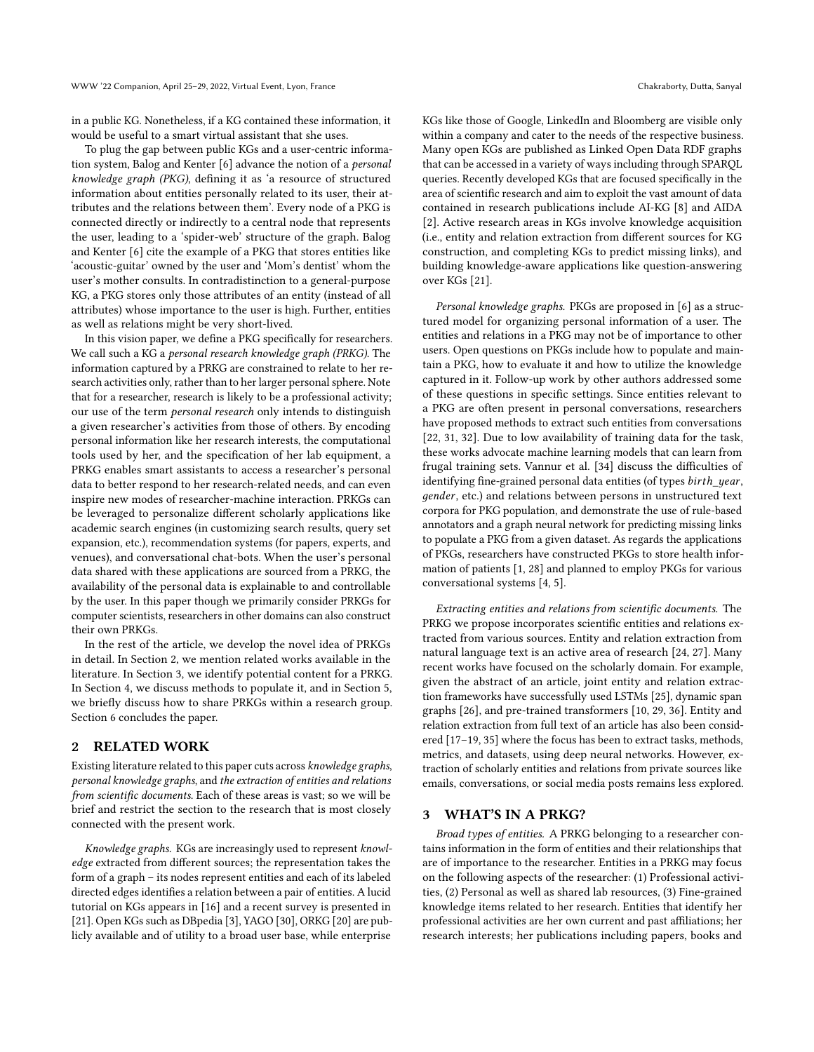in a public KG. Nonetheless, if a KG contained these information, it would be useful to a smart virtual assistant that she uses.

To plug the gap between public KGs and a user-centric information system, Balog and Kenter [6] advance the notion of a *personal knowledge graph (PKG)*, defining it as 'a resource of structured information about entities personally related to its user, their attributes and the relations between them'. Every node of a PKG is connected directly or indirectly to a central node that represents the user, leading to a 'spider-web' structure of the graph. Balog and Kenter [6] cite the example of a PKG that stores entities like 'acoustic-guitar' owned by the user and 'Mom's dentist' whom the user's mother consults. In contradistinction to a general-purpose KG, a PKG stores only those attributes of an entity (instead of all attributes) whose importance to the user is high. Further, entities as well as relations might be very short-lived.

In this vision paper, we define a PKG specifically for researchers. We call such a KG a *personal research knowledge graph (PRKG)*. The information captured by a PRKG are constrained to relate to her research activities only, rather than to her larger personal sphere. Note that for a researcher, research is likely to be a professional activity; our use of the term *personal research* only intends to distinguish a given researcher's activities from those of others. By encoding personal information like her research interests, the computational tools used by her, and the specification of her lab equipment, a PRKG enables smart assistants to access a researcher's personal data to better respond to her research-related needs, and can even inspire new modes of researcher-machine interaction. PRKGs can be leveraged to personalize different scholarly applications like academic search engines (in customizing search results, query set expansion, etc.), recommendation systems (for papers, experts, and venues), and conversational chat-bots. When the user's personal data shared with these applications are sourced from a PRKG, the availability of the personal data is explainable to and controllable by the user. In this paper though we primarily consider PRKGs for computer scientists, researchers in other domains can also construct their own PRKGs.

In the rest of the article, we develop the novel idea of PRKGs in detail. In Section 2, we mention related works available in the literature. In Section 3, we identify potential content for a PRKG. In Section 4, we discuss methods to populate it, and in Section 5, we briefly discuss how to share PRKGs within a research group. Section 6 concludes the paper.

## 2 RELATED WORK

Existing literature related to this paper cuts across *knowledge graphs*, *personal knowledge graphs*, and *the extraction of entities and relations from scientific documents*. Each of these areas is vast; so we will be brief and restrict the section to the research that is most closely connected with the present work.

*Knowledge graphs.* KGs are increasingly used to represent *knowledge* extracted from different sources; the representation takes the form of a graph – its nodes represent entities and each of its labeled directed edges identifies a relation between a pair of entities. A lucid tutorial on KGs appears in [16] and a recent survey is presented in [21]. Open KGs such as DBpedia [3], YAGO [30], ORKG [20] are publicly available and of utility to a broad user base, while enterprise KGs like those of Google, LinkedIn and Bloomberg are visible only within a company and cater to the needs of the respective business. Many open KGs are published as Linked Open Data RDF graphs that can be accessed in a variety of ways including through SPARQL queries. Recently developed KGs that are focused specifically in the area of scientific research and aim to exploit the vast amount of data contained in research publications include AI-KG [8] and AIDA [2]. Active research areas in KGs involve knowledge acquisition (i.e., entity and relation extraction from different sources for KG construction, and completing KGs to predict missing links), and building knowledge-aware applications like question-answering over KGs [21].

*Personal knowledge graphs.* PKGs are proposed in [6] as a structured model for organizing personal information of a user. The entities and relations in a PKG may not be of importance to other users. Open questions on PKGs include how to populate and maintain a PKG, how to evaluate it and how to utilize the knowledge captured in it. Follow-up work by other authors addressed some of these questions in specific settings. Since entities relevant to a PKG are often present in personal conversations, researchers have proposed methods to extract such entities from conversations [22, 31, 32]. Due to low availability of training data for the task, these works advocate machine learning models that can learn from frugal training sets. Vannur et al. [34] discuss the difficulties of identifying fine-grained personal data entities (of types *birth_year*, *gender*, etc.) and relations between persons in unstructured text corpora for PKG population, and demonstrate the use of rule-based annotators and a graph neural network for predicting missing links to populate a PKG from a given dataset. As regards the applications of PKGs, researchers have constructed PKGs to store health information of patients [1, 28] and planned to employ PKGs for various conversational systems [4, 5].

*Extracting entities and relations from scientific documents.* The PRKG we propose incorporates scientific entities and relations extracted from various sources. Entity and relation extraction from natural language text is an active area of research [24, 27]. Many recent works have focused on the scholarly domain. For example, given the abstract of an article, joint entity and relation extraction frameworks have successfully used LSTMs [25], dynamic span graphs [26], and pre-trained transformers [10, 29, 36]. Entity and relation extraction from full text of an article has also been considered [17–19, 35] where the focus has been to extract tasks, methods, metrics, and datasets, using deep neural networks. However, extraction of scholarly entities and relations from private sources like emails, conversations, or social media posts remains less explored.

## 3 WHAT'S IN A PRKG?

*Broad types of entities.* A PRKG belonging to a researcher contains information in the form of entities and their relationships that are of importance to the researcher. Entities in a PRKG may focus on the following aspects of the researcher: (1) Professional activities, (2) Personal as well as shared lab resources, (3) Fine-grained knowledge items related to her research. Entities that identify her professional activities are her own current and past affiliations; her research interests; her publications including papers, books and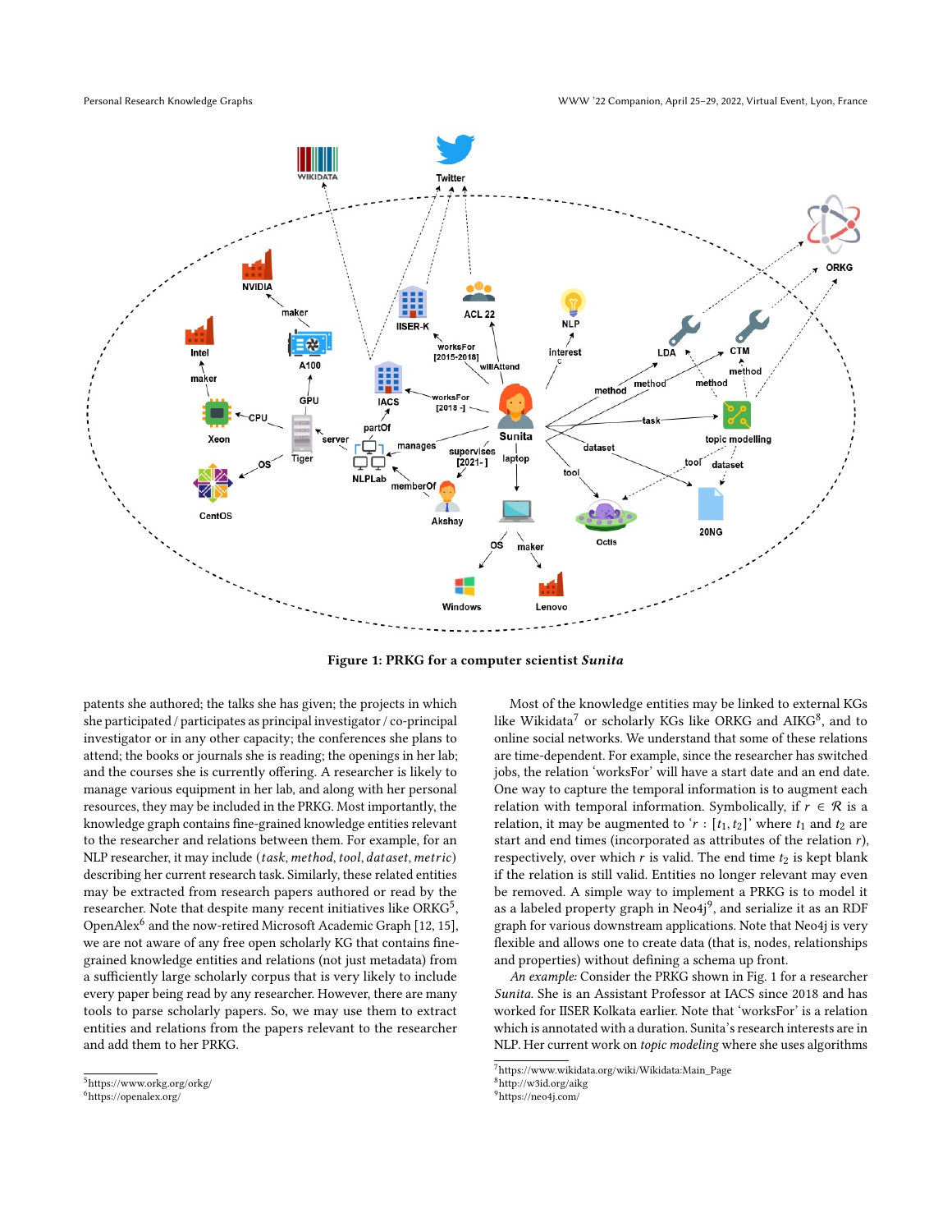Figure 1: PRKG for a computer scientist *Sunita*

patents she authored; the talks she has given; the projects in which she participated / participates as principal investigator / co-principal investigator or in any other capacity; the conferences she plans to attend; the books or journals she is reading; the openings in her lab; and the courses she is currently offering. A researcher is likely to manage various equipment in her lab, and along with her personal resources, they may be included in the PRKG. Most importantly, the knowledge graph contains fine-grained knowledge entities relevant to the researcher and relations between them. For example, for an NLP researcher, it may include (*task*, *method*, *tool*, *dataset*, *metric*) describing her current research task. Similarly, these related entities may be extracted from research papers authored or read by the researcher. Note that despite many recent initiatives like ORKG[5], OpenAlex[6] and the now-retired Microsoft Academic Graph [12, 15], we are not aware of any free open scholarly KG that contains fine-grained knowledge entities and relations (not just metadata) from a sufficiently large scholarly corpus that is very likely to include every paper being read by any researcher. However, there are many tools to parse scholarly papers. So, we may use them to extract entities and relations from the papers relevant to the researcher and add them to her PRKG.

Most of the knowledge entities may be linked to external KGs like Wikidata[7] or scholarly KGs like ORKG and AIKG[8], and to online social networks. We understand that some of these relations are time-dependent. For example, since the researcher has switched jobs, the relation 'worksFor' will have a start date and an end date. One way to capture the temporal information is to augment each relation with temporal information. Symbolically, if $r \in \mathcal{R}$ is a relation, it may be augmented to '$r : [t_1, t_2]$' where $t_1$ and $t_2$ are start and end times (incorporated as attributes of the relation $r$), respectively, over which $r$ is valid. The end time $t_2$ is kept blank if the relation is still valid. Entities no longer relevant may even be removed. A simple way to implement a PRKG is to model it as a labeled property graph in Neo4j[9], and serialize it as an RDF graph for various downstream applications. Note that Neo4j is very flexible and allows one to create data (that is, nodes, relationships and properties) without defining a schema up front.

*An example:* Consider the PRKG shown in Fig. 1 for a researcher *Sunita*. She is an Assistant Professor at IACS since 2018 and has worked for IISER Kolkata earlier. Note that 'worksFor' is a relation which is annotated with a duration. Sunita's research interests are in NLP. Her current work on *topic modeling* where she uses algorithms

[5] https://www.orkg.org/orkg/
[6] https://openalex.org/
[7] https://www.wikidata.org/wiki/Wikidata:Main_Page
[8] http://w3id.org/aikg
[9] https://neo4j.com/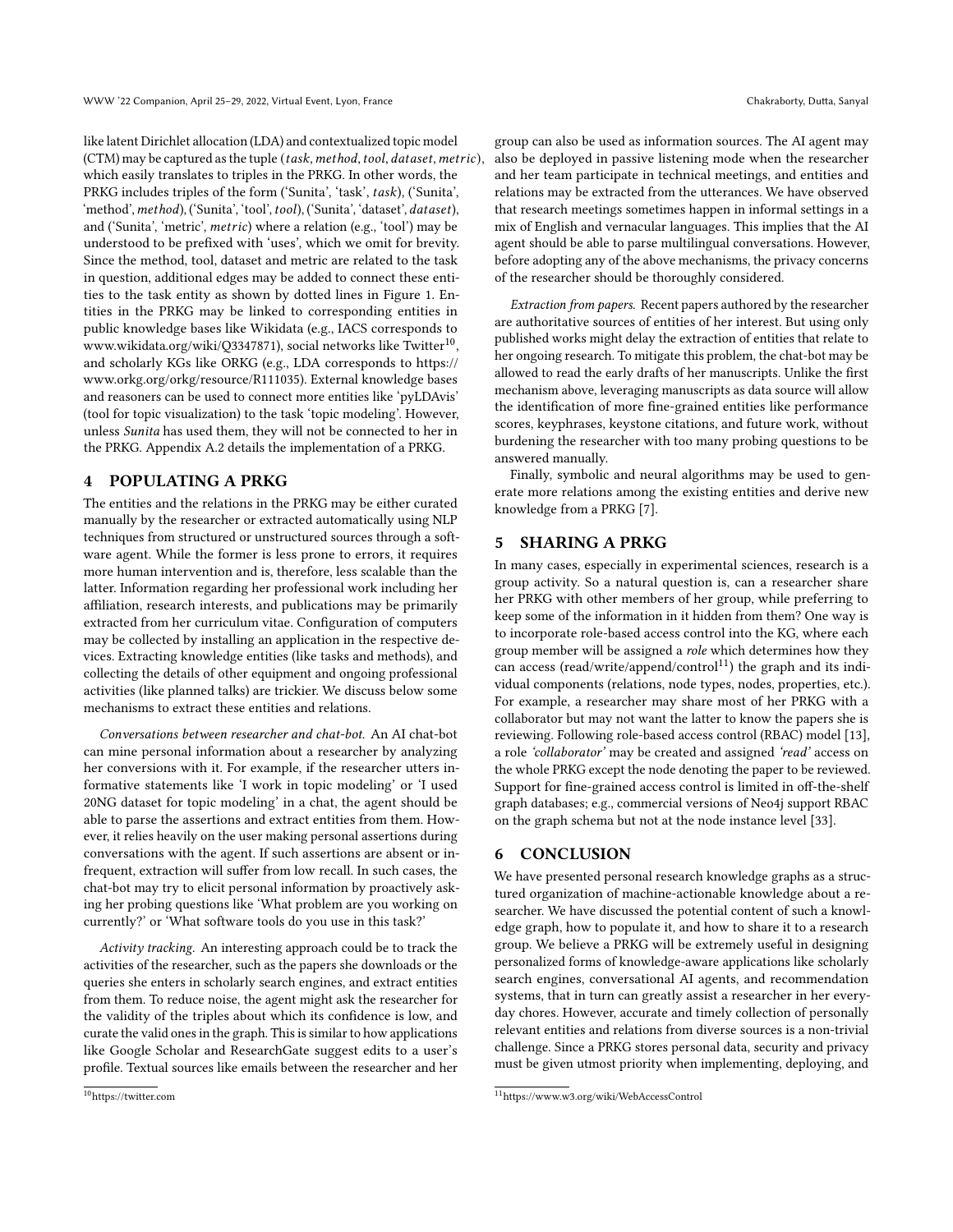like latent Dirichlet allocation (LDA) and contextualized topic model (CTM) may be captured as the tuple ($task, method, tool, dataset, metric$), which easily translates to triples in the PRKG. In other words, the PRKG includes triples of the form ('Sunita', 'task', $task$), ('Sunita', 'method', $method$), ('Sunita', 'tool', $tool$), ('Sunita', 'dataset', $dataset$), and ('Sunita', 'metric', $metric$) where a relation (e.g., 'tool') may be understood to be prefixed with 'uses', which we omit for brevity. Since the method, tool, dataset and metric are related to the task in question, additional edges may be added to connect these entities to the task entity as shown by dotted lines in Figure 1. Entities in the PRKG may be linked to corresponding entities in public knowledge bases like Wikidata (e.g., IACS corresponds to www.wikidata.org/wiki/Q3347871), social networks like Twitter[10], and scholarly KGs like ORKG (e.g., LDA corresponds to https://www.orkg.org/orkg/resource/R111035). External knowledge bases and reasoners can be used to connect more entities like 'pyLDAvis' (tool for topic visualization) to the task 'topic modeling'. However, unless *Sunita* has used them, they will not be connected to her in the PRKG. Appendix A.2 details the implementation of a PRKG.

## 4 POPULATING A PRKG

The entities and the relations in the PRKG may be either curated manually by the researcher or extracted automatically using NLP techniques from structured or unstructured sources through a software agent. While the former is less prone to errors, it requires more human intervention and is, therefore, less scalable than the latter. Information regarding her professional work including her affiliation, research interests, and publications may be primarily extracted from her curriculum vitae. Configuration of computers may be collected by installing an application in the respective devices. Extracting knowledge entities (like tasks and methods), and collecting the details of other equipment and ongoing professional activities (like planned talks) are trickier. We discuss below some mechanisms to extract these entities and relations.

*Conversations between researcher and chat-bot.* An AI chat-bot can mine personal information about a researcher by analyzing her conversions with it. For example, if the researcher utters informative statements like 'I work in topic modeling' or 'I used 20NG dataset for topic modeling' in a chat, the agent should be able to parse the assertions and extract entities from them. However, it relies heavily on the user making personal assertions during conversations with the agent. If such assertions are absent or infrequent, extraction will suffer from low recall. In such cases, the chat-bot may try to elicit personal information by proactively asking her probing questions like 'What problem are you working on currently?' or 'What software tools do you use in this task?'

*Activity tracking.* An interesting approach could be to track the activities of the researcher, such as the papers she downloads or the queries she enters in scholarly search engines, and extract entities from them. To reduce noise, the agent might ask the researcher for the validity of the triples about which its confidence is low, and curate the valid ones in the graph. This is similar to how applications like Google Scholar and ResearchGate suggest edits to a user's profile. Textual sources like emails between the researcher and her group can also be used as information sources. The AI agent may also be deployed in passive listening mode when the researcher and her team participate in technical meetings, and entities and relations may be extracted from the utterances. We have observed that research meetings sometimes happen in informal settings in a mix of English and vernacular languages. This implies that the AI agent should be able to parse multilingual conversations. However, before adopting any of the above mechanisms, the privacy concerns of the researcher should be thoroughly considered.

*Extraction from papers.* Recent papers authored by the researcher are authoritative sources of entities of her interest. But using only published works might delay the extraction of entities that relate to her ongoing research. To mitigate this problem, the chat-bot may be allowed to read the early drafts of her manuscripts. Unlike the first mechanism above, leveraging manuscripts as data source will allow the identification of more fine-grained entities like performance scores, keyphrases, keystone citations, and future work, without burdening the researcher with too many probing questions to be answered manually.

Finally, symbolic and neural algorithms may be used to generate more relations among the existing entities and derive new knowledge from a PRKG [7].

## 5 SHARING A PRKG

In many cases, especially in experimental sciences, research is a group activity. So a natural question is, can a researcher share her PRKG with other members of her group, while preferring to keep some of the information in it hidden from them? One way is to incorporate role-based access control into the KG, where each group member will be assigned a *role* which determines how they can access (read/write/append/control[11]) the graph and its individual components (relations, node types, nodes, properties, etc.). For example, a researcher may share most of her PRKG with a collaborator but may not want the latter to know the papers she is reviewing. Following role-based access control (RBAC) model [13], a role *'collaborator'* may be created and assigned *'read'* access on the whole PRKG except the node denoting the paper to be reviewed. Support for fine-grained access control is limited in off-the-shelf graph databases; e.g., commercial versions of Neo4j support RBAC on the graph schema but not at the node instance level [33].

## 6 CONCLUSION

We have presented personal research knowledge graphs as a structured organization of machine-actionable knowledge about a researcher. We have discussed the potential content of such a knowledge graph, how to populate it, and how to share it to a research group. We believe a PRKG will be extremely useful in designing personalized forms of knowledge-aware applications like scholarly search engines, conversational AI agents, and recommendation systems, that in turn can greatly assist a researcher in her everyday chores. However, accurate and timely collection of personally relevant entities and relations from diverse sources is a non-trivial challenge. Since a PRKG stores personal data, security and privacy must be given utmost priority when implementing, deploying, and

[10] https://twitter.com

[11] https://www.w3.org/wiki/WebAccessControl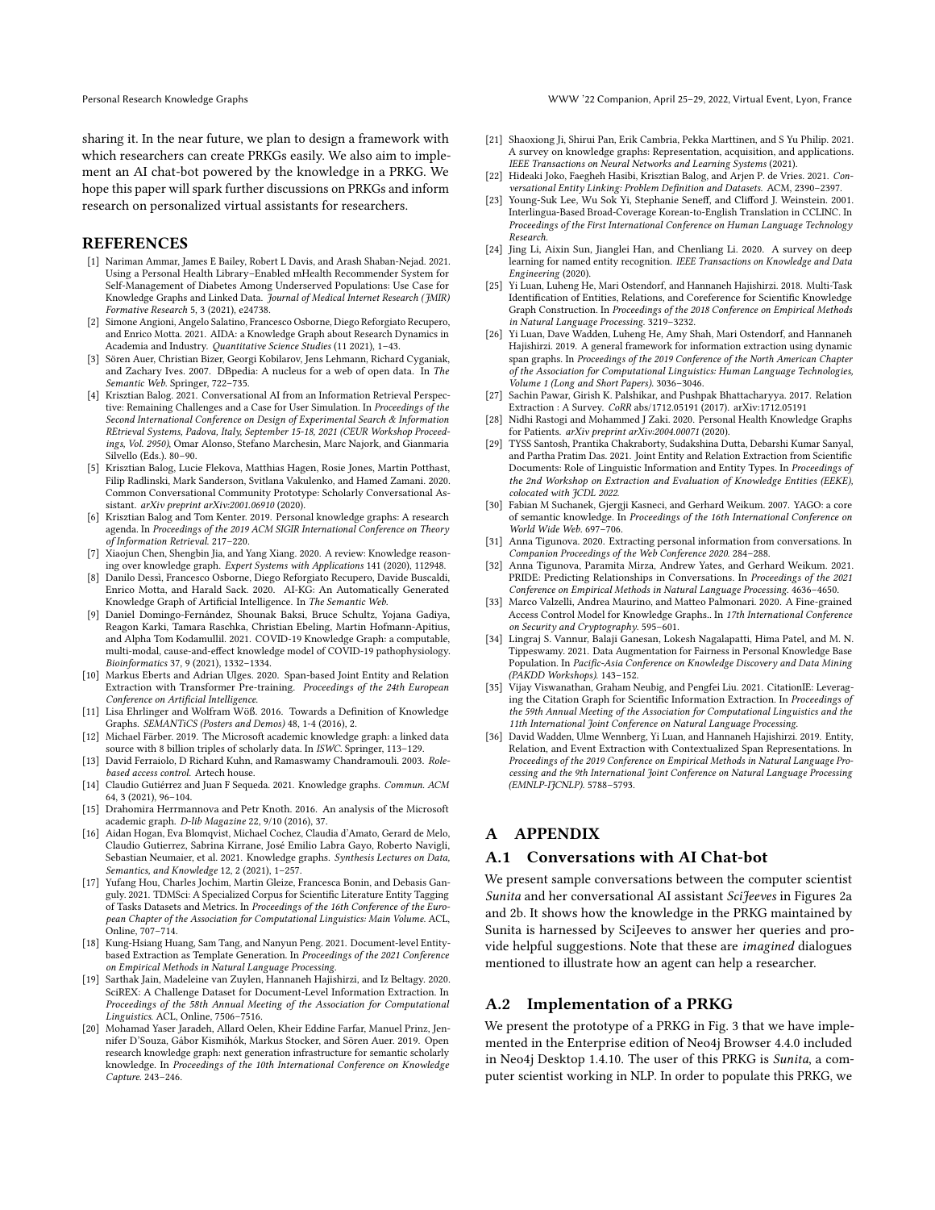sharing it. In the near future, we plan to design a framework with which researchers can create PRKGs easily. We also aim to implement an AI chat-bot powered by the knowledge in a PRKG. We hope this paper will spark further discussions on PRKGs and inform research on personalized virtual assistants for researchers.

## REFERENCES

- [1] Nariman Ammar, James E Bailey, Robert L Davis, and Arash Shaban-Nejad. 2021. Using a Personal Health Library–Enabled mHealth Recommender System for Self-Management of Diabetes Among Underserved Populations: Use Case for Knowledge Graphs and Linked Data. *Journal of Medical Internet Research (JMIR) Formative Research* 5, 3 (2021), e24738.
- [2] Simone Angioni, Angelo Salatino, Francesco Osborne, Diego Reforgiato Recupero, and Enrico Motta. 2021. AIDA: a Knowledge Graph about Research Dynamics in Academia and Industry. *Quantitative Science Studies* (11 2021), 1–43.
- [3] Sören Auer, Christian Bizer, Georgi Kobilarov, Jens Lehmann, Richard Cyganiak, and Zachary Ives. 2007. DBpedia: A nucleus for a web of open data. In *The Semantic Web*. Springer, 722–735.
- [4] Krisztian Balog. 2021. Conversational AI from an Information Retrieval Perspective: Remaining Challenges and a Case for User Simulation. In *Proceedings of the Second International Conference on Design of Experimental Search & Information REtrieval Systems, Padova, Italy, September 15-18, 2021 (CEUR Workshop Proceedings, Vol. 2950)*, Omar Alonso, Stefano Marchesin, Marc Najork, and Gianmaria Silvello (Eds.). 80–90.
- [5] Krisztian Balog, Lucie Flekova, Matthias Hagen, Rosie Jones, Martin Potthast, Filip Radlinski, Mark Sanderson, Svitlana Vakulenko, and Hamed Zamani. 2020. Common Conversational Community Prototype: Scholarly Conversational Assistant. *arXiv preprint arXiv:2001.06910* (2020).
- [6] Krisztian Balog and Tom Kenter. 2019. Personal knowledge graphs: A research agenda. In *Proceedings of the 2019 ACM SIGIR International Conference on Theory of Information Retrieval*. 217–220.
- [7] Xiaojun Chen, Shengbin Jia, and Yang Xiang. 2020. A review: Knowledge reasoning over knowledge graph. *Expert Systems with Applications* 141 (2020), 112948.
- [8] Danilo Dessì, Francesco Osborne, Diego Reforgiato Recupero, Davide Buscaldi, Enrico Motta, and Harald Sack. 2020. AI-KG: An Automatically Generated Knowledge Graph of Artificial Intelligence. In *The Semantic Web*.
- [9] Daniel Domingo-Fernández, Shounak Baksi, Bruce Schultz, Yojana Gadiya, Reagon Karki, Tamara Raschka, Christian Ebeling, Martin Hofmann-Apitius, and Alpha Tom Kodamullil. 2021. COVID-19 Knowledge Graph: a computable, multi-modal, cause-and-effect knowledge model of COVID-19 pathophysiology. *Bioinformatics* 37, 9 (2021), 1332–1334.
- [10] Markus Eberts and Adrian Ulges. 2020. Span-based Joint Entity and Relation Extraction with Transformer Pre-training. *Proceedings of the 24th European Conference on Artificial Intelligence*.
- [11] Lisa Ehrlinger and Wolfram Wöß. 2016. Towards a Definition of Knowledge Graphs. *SEMANTiCS (Posters and Demos)* 48, 1-4 (2016), 2.
- [12] Michael Färber. 2019. The Microsoft academic knowledge graph: a linked data source with 8 billion triples of scholarly data. In *ISWC*. Springer, 113–129.
- [13] David Ferraiolo, D Richard Kuhn, and Ramaswamy Chandramouli. 2003. *Role-based access control*. Artech house.
- [14] Claudio Gutiérrez and Juan F Sequeda. 2021. Knowledge graphs. *Commun. ACM* 64, 3 (2021), 96–104.
- [15] Drahomira Herrmannova and Petr Knoth. 2016. An analysis of the Microsoft academic graph. *D-lib Magazine* 22, 9/10 (2016), 37.
- [16] Aidan Hogan, Eva Blomqvist, Michael Cochez, Claudia d'Amato, Gerard de Melo, Claudio Gutierrez, Sabrina Kirrane, José Emilio Labra Gayo, Roberto Navigli, Sebastian Neumaier, et al. 2021. Knowledge graphs. *Synthesis Lectures on Data, Semantics, and Knowledge* 12, 2 (2021), 1–257.
- [17] Yufang Hou, Charles Jochim, Martin Gleize, Francesca Bonin, and Debasis Ganguly. 2021. TDMSci: A Specialized Corpus for Scientific Literature Entity Tagging of Tasks Datasets and Metrics. In *Proceedings of the 16th Conference of the European Chapter of the Association for Computational Linguistics: Main Volume*. ACL, Online, 707–714.
- [18] Kung-Hsiang Huang, Sam Tang, and Nanyun Peng. 2021. Document-level Entity-based Extraction as Template Generation. In *Proceedings of the 2021 Conference on Empirical Methods in Natural Language Processing*.
- [19] Sarthak Jain, Madeleine van Zuylen, Hannaneh Hajishirzi, and Iz Beltagy. 2020. SciREX: A Challenge Dataset for Document-Level Information Extraction. In *Proceedings of the 58th Annual Meeting of the Association for Computational Linguistics*. ACL, Online, 7506–7516.
- [20] Mohamad Yaser Jaradeh, Allard Oelen, Kheir Eddine Farfar, Manuel Prinz, Jennifer D'Souza, Gábor Kismihók, Markus Stocker, and Sören Auer. 2019. Open research knowledge graph: next generation infrastructure for semantic scholarly knowledge. In *Proceedings of the 10th International Conference on Knowledge Capture*. 243–246.
- [21] Shaoxiong Ji, Shirui Pan, Erik Cambria, Pekka Marttinen, and S Yu Philip. 2021. A survey on knowledge graphs: Representation, acquisition, and applications. *IEEE Transactions on Neural Networks and Learning Systems* (2021).
- [22] Hideaki Joko, Faegheh Hasibi, Krisztian Balog, and Arjen P. de Vries. 2021. *Conversational Entity Linking: Problem Definition and Datasets*. ACM, 2390–2397.
- [23] Young-Suk Lee, Wu Sok Yi, Stephanie Seneff, and Clifford J. Weinstein. 2001. Interlingua-Based Broad-Coverage Korean-to-English Translation in CCLINC. In *Proceedings of the First International Conference on Human Language Technology Research*.
- [24] Jing Li, Aixin Sun, Jianglei Han, and Chenliang Li. 2020. A survey on deep learning for named entity recognition. *IEEE Transactions on Knowledge and Data Engineering* (2020).
- [25] Yi Luan, Luheng He, Mari Ostendorf, and Hannaneh Hajishirzi. 2018. Multi-Task Identification of Entities, Relations, and Coreference for Scientific Knowledge Graph Construction. In *Proceedings of the 2018 Conference on Empirical Methods in Natural Language Processing*. 3219–3232.
- [26] Yi Luan, Dave Wadden, Luheng He, Amy Shah, Mari Ostendorf, and Hannaneh Hajishirzi. 2019. A general framework for information extraction using dynamic span graphs. In *Proceedings of the 2019 Conference of the North American Chapter of the Association for Computational Linguistics: Human Language Technologies, Volume 1 (Long and Short Papers)*. 3036–3046.
- [27] Sachin Pawar, Girish K. Palshikar, and Pushpak Bhattacharyya. 2017. Relation Extraction : A Survey. *CoRR* abs/1712.05191 (2017). arXiv:1712.05191
- [28] Nidhi Rastogi and Mohammed J Zaki. 2020. Personal Health Knowledge Graphs for Patients. *arXiv preprint arXiv:2004.00071* (2020).
- [29] TYSS Santosh, Prantika Chakraborty, Sudakshina Dutta, Debarshi Kumar Sanyal, and Partha Pratim Das. 2021. Joint Entity and Relation Extraction from Scientific Documents: Role of Linguistic Information and Entity Types. In *Proceedings of the 2nd Workshop on Extraction and Evaluation of Knowledge Entities (EEKE), colocated with JCDL 2022.*
- [30] Fabian M Suchanek, Gjergji Kasneci, and Gerhard Weikum. 2007. YAGO: a core of semantic knowledge. In *Proceedings of the 16th International Conference on World Wide Web*. 697–706.
- [31] Anna Tigunova. 2020. Extracting personal information from conversations. In *Companion Proceedings of the Web Conference 2020*. 284–288.
- [32] Anna Tigunova, Paramita Mirza, Andrew Yates, and Gerhard Weikum. 2021. PRIDE: Predicting Relationships in Conversations. In *Proceedings of the 2021 Conference on Empirical Methods in Natural Language Processing*. 4636–4650.
- [33] Marco Valzelli, Andrea Maurino, and Matteo Palmonari. 2020. A Fine-grained Access Control Model for Knowledge Graphs.. In *17th International Conference on Security and Cryptography*. 595–601.
- [34] Lingraj S. Vannur, Balaji Ganesan, Lokesh Nagalapatti, Hima Patel, and M. N. Tippeswamy. 2021. Data Augmentation for Fairness in Personal Knowledge Base Population. In *Pacific-Asia Conference on Knowledge Discovery and Data Mining (PAKDD Workshops)*. 143–152.
- [35] Vijay Viswanathan, Graham Neubig, and Pengfei Liu. 2021. CitationIE: Leveraging the Citation Graph for Scientific Information Extraction. In *Proceedings of the 59th Annual Meeting of the Association for Computational Linguistics and the 11th International Joint Conference on Natural Language Processing.*
- [36] David Wadden, Ulme Wennberg, Yi Luan, and Hannaneh Hajishirzi. 2019. Entity, Relation, and Event Extraction with Contextualized Span Representations. In *Proceedings of the 2019 Conference on Empirical Methods in Natural Language Processing and the 9th International Joint Conference on Natural Language Processing (EMNLP-IJCNLP)*. 5788–5793.

# A APPENDIX

## A.1 Conversations with AI Chat-bot

We present sample conversations between the computer scientist *Sunita* and her conversational AI assistant *SciJeeves* in Figures 2a and 2b. It shows how the knowledge in the PRKG maintained by Sunita is harnessed by SciJeeves to answer her queries and provide helpful suggestions. Note that these are *imagined* dialogues mentioned to illustrate how an agent can help a researcher.

## A.2 Implementation of a PRKG

We present the prototype of a PRKG in Fig. 3 that we have implemented in the Enterprise edition of Neo4j Browser 4.4.0 included in Neo4j Desktop 1.4.10. The user of this PRKG is *Sunita*, a computer scientist working in NLP. In order to populate this PRKG, we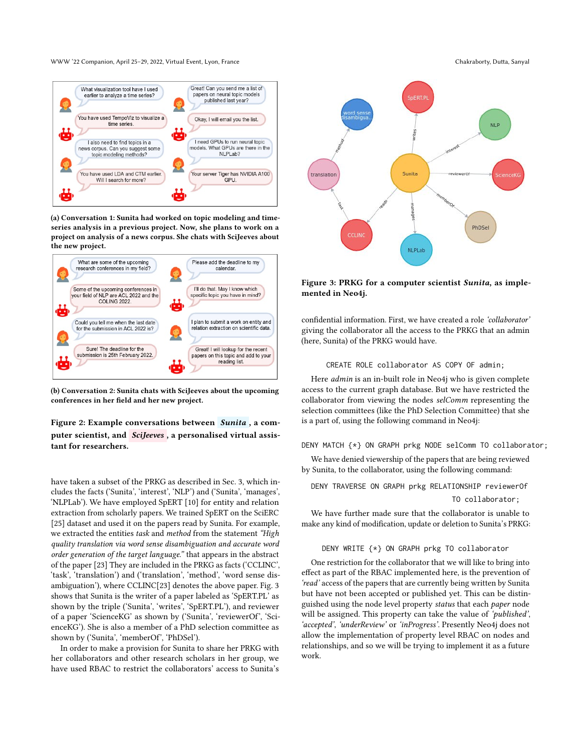(a) **Conversation 1: Sunita had worked on topic modeling and time-series analysis in a previous project. Now, she plans to work on a project on analysis of a news corpus. She chats with SciJeeves about the new project.**

(b) **Conversation 2: Sunita chats with SciJeeves about the upcoming conferences in her field and her new project.**

**Figure 2: Example conversations between *Sunita*, a computer scientist, and *SciJeeves*, a personalised virtual assistant for researchers.**

have taken a subset of the PRKG as described in Sec. 3, which includes the facts ('Sunita', 'interest', 'NLP') and ('Sunita', 'manages', 'NLPLab'). We have employed SpERT [10] for entity and relation extraction from scholarly papers. We trained SpERT on the SciERC [25] dataset and used it on the papers read by Sunita. For example, we extracted the entities *task* and *method* from the statement *"High quality translation via word sense disambiguation and accurate word order generation of the target language."* that appears in the abstract of the paper [23] They are included in the PRKG as facts ('CCLINC', 'task', 'translation') and ('translation', 'method', 'word sense disambiguation'), where CCLINC[23] denotes the above paper. Fig. 3 shows that Sunita is the writer of a paper labeled as 'SpERT.PL' as shown by the triple ('Sunita', 'writes', 'SpERT.PL'), and reviewer of a paper 'ScienceKG' as shown by ('Sunita', 'reviewerOf', 'ScienceKG'). She is also a member of a PhD selection committee as shown by ('Sunita', 'memberOf', 'PhDSel').

In order to make a provision for Sunita to share her PRKG with her collaborators and other research scholars in her group, we have used RBAC to restrict the collaborators' access to Sunita's

**Figure 3: PRKG for a computer scientist *Sunita*, as implemented in Neo4j.**

confidential information. First, we have created a role *'collaborator'* giving the collaborator all the access to the PRKG that an admin (here, Sunita) of the PRKG would have.

```
CREATE ROLE collaborator AS COPY OF admin;
```

Here *admin* is an in-built role in Neo4j who is given complete access to the current graph database. But we have restricted the collaborator from viewing the nodes *selComm* representing the selection committees (like the PhD Selection Committee) that she is a part of, using the following command in Neo4j:

```
DENY MATCH {*} ON GRAPH prkg NODE selComm TO collaborator;
```

We have denied viewership of the papers that are being reviewed by Sunita, to the collaborator, using the following command:

```
DENY TRAVERSE ON GRAPH prkg RELATIONSHIP reviewerOf
                                        TO collaborator;
```

We have further made sure that the collaborator is unable to make any kind of modification, update or deletion to Sunita's PRKG:

```
DENY WRITE {*} ON GRAPH prkg TO collaborator
```

One restriction for the collaborator that we will like to bring into effect as part of the RBAC implemented here, is the prevention of *'read'* access of the papers that are currently being written by Sunita but have not been accepted or published yet. This can be distinguished using the node level property *status* that each *paper* node will be assigned. This property can take the value of *'published'*, *'accepted'*, *'underReview'* or *'inProgress'*. Presently Neo4j does not allow the implementation of property level RBAC on nodes and relationships, and so we will be trying to implement it as a future work.